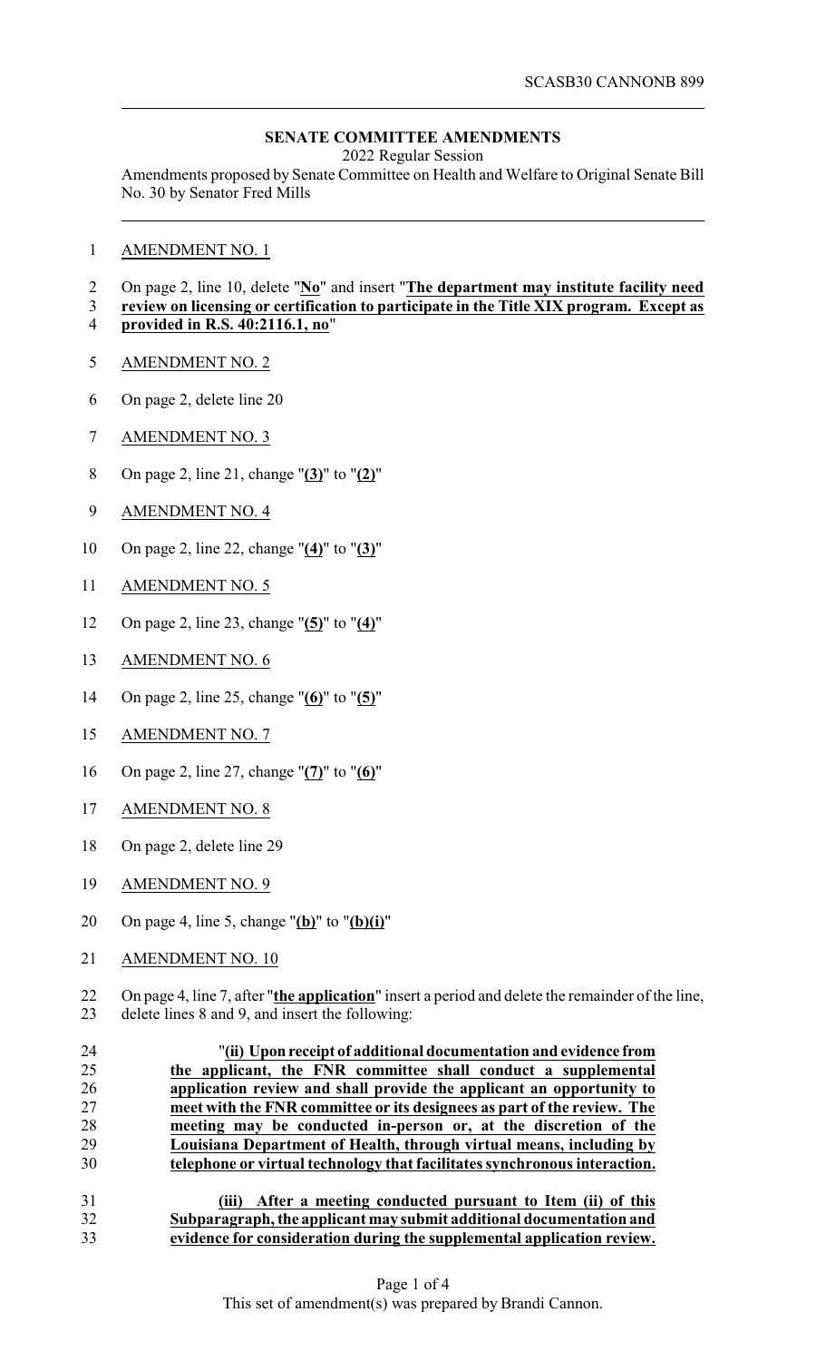SCASB30 CANNONB 899

## SENATE COMMITTEE AMENDMENTS

2022 Regular Session

Amendments proposed by Senate Committee on Health and Welfare to Original Senate Bill No. 30 by Senator Fred Mills

AMENDMENT NO. 1

On page 2, line 10, delete "**No**" and insert "**The department may institute facility need review on licensing or certification to participate in the Title XIX program. Except as provided in R.S. 40:2116.1, no**"

AMENDMENT NO. 2

On page 2, delete line 20

AMENDMENT NO. 3

On page 2, line 21, change "**(3)**" to "**(2)**"

AMENDMENT NO. 4

On page 2, line 22, change "**(4)**" to "**(3)**"

AMENDMENT NO. 5

On page 2, line 23, change "**(5)**" to "**(4)**"

AMENDMENT NO. 6

On page 2, line 25, change "**(6)**" to "**(5)**"

AMENDMENT NO. 7

On page 2, line 27, change "**(7)**" to "**(6)**"

AMENDMENT NO. 8

On page 2, delete line 29

AMENDMENT NO. 9

On page 4, line 5, change "**(b)**" to "**(b)(i)**"

AMENDMENT NO. 10

On page 4, line 7, after "**the application**" insert a period and delete the remainder of the line, delete lines 8 and 9, and insert the following:

"**(ii) Upon receipt of additional documentation and evidence from the applicant, the FNR committee shall conduct a supplemental application review and shall provide the applicant an opportunity to meet with the FNR committee or its designees as part of the review. The meeting may be conducted in-person or, at the discretion of the Louisiana Department of Health, through virtual means, including by telephone or virtual technology that facilitates synchronous interaction.**

**(iii) After a meeting conducted pursuant to Item (ii) of this Subparagraph, the applicant may submit additional documentation and evidence for consideration during the supplemental application review.**

This set of amendment(s) was prepared by Brandi Cannon.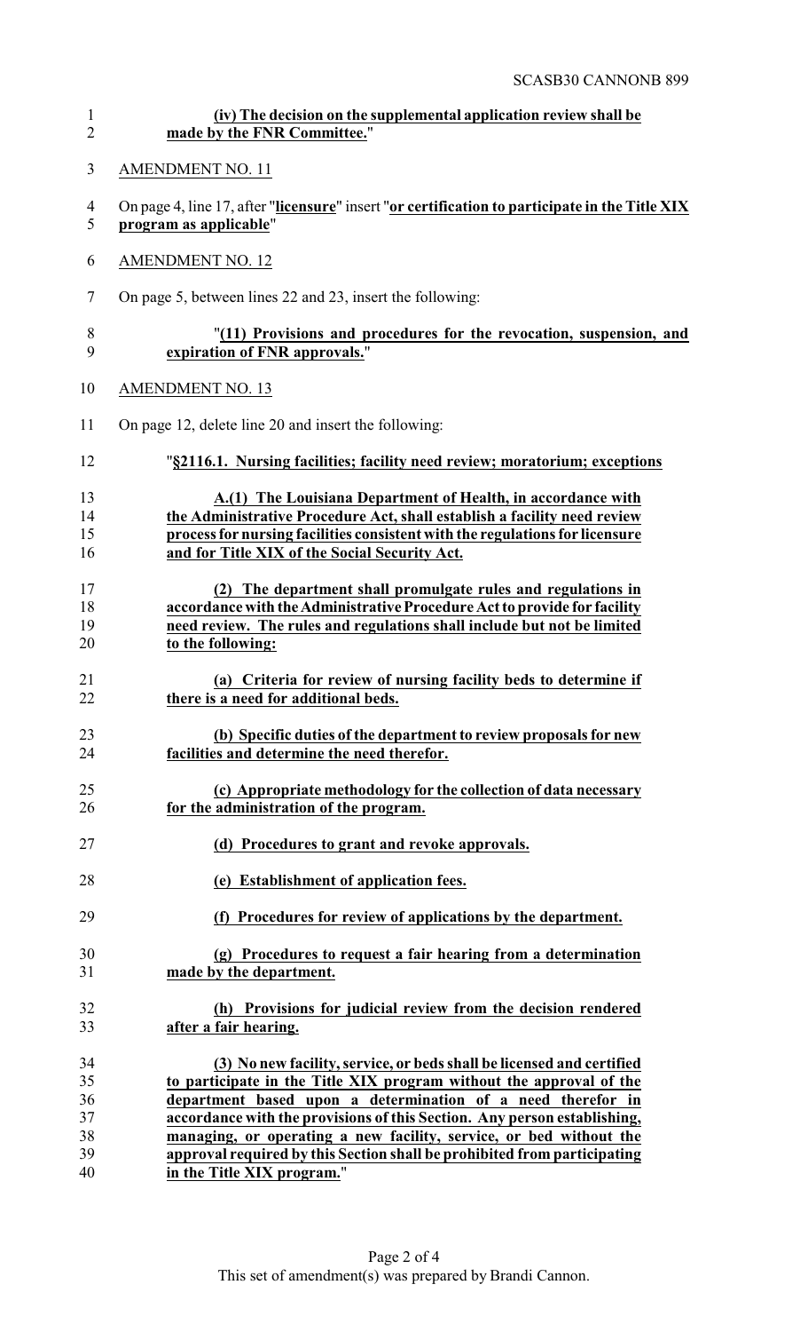**(iv) The decision on the supplemental application review shall be made by the FNR Committee.**"

AMENDMENT NO. 11

On page 4, line 17, after "**licensure**" insert "**or certification to participate in the Title XIX program as applicable**"

AMENDMENT NO. 12

On page 5, between lines 22 and 23, insert the following:

"**(11) Provisions and procedures for the revocation, suspension, and expiration of FNR approvals.**"

AMENDMENT NO. 13

On page 12, delete line 20 and insert the following:

"**§2116.1. Nursing facilities; facility need review; moratorium; exceptions**

**A.(1) The Louisiana Department of Health, in accordance with the Administrative Procedure Act, shall establish a facility need review process for nursing facilities consistent with the regulations for licensure and for Title XIX of the Social Security Act.**

**(2) The department shall promulgate rules and regulations in accordance with the Administrative Procedure Act to provide for facility need review. The rules and regulations shall include but not be limited to the following:**

**(a) Criteria for review of nursing facility beds to determine if there is a need for additional beds.**

**(b) Specific duties of the department to review proposals for new facilities and determine the need therefor.**

**(c) Appropriate methodology for the collection of data necessary for the administration of the program.**

**(d) Procedures to grant and revoke approvals.**

**(e) Establishment of application fees.**

**(f) Procedures for review of applications by the department.**

**(g) Procedures to request a fair hearing from a determination made by the department.**

**(h) Provisions for judicial review from the decision rendered after a fair hearing.**

**(3) No new facility, service, or beds shall be licensed and certified to participate in the Title XIX program without the approval of the department based upon a determination of a need therefor in accordance with the provisions of this Section. Any person establishing, managing, or operating a new facility, service, or bed without the approval required by this Section shall be prohibited from participating in the Title XIX program.**"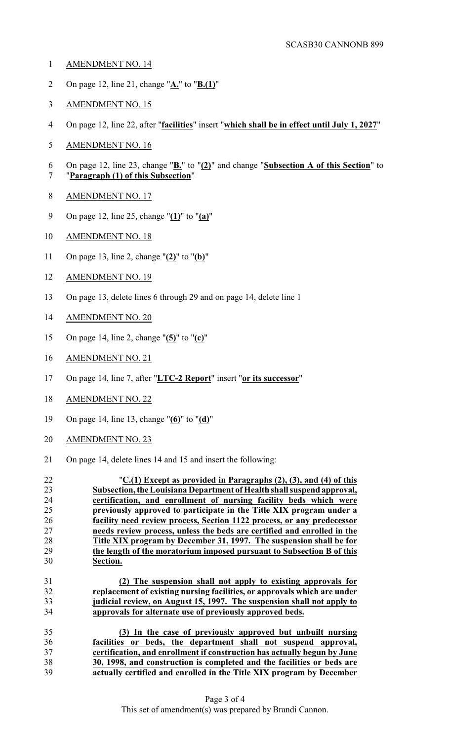AMENDMENT NO. 14

On page 12, line 21, change "**A.**" to "**B.(1)**"

AMENDMENT NO. 15

On page 12, line 22, after "**facilities**" insert "**which shall be in effect until July 1, 2027**"

AMENDMENT NO. 16

On page 12, line 23, change "**B.**" to "**(2)**" and change "**Subsection A of this Section**" to "**Paragraph (1) of this Subsection**"

AMENDMENT NO. 17

On page 12, line 25, change "**(1)**" to "**(a)**"

AMENDMENT NO. 18

On page 13, line 2, change "**(2)**" to "**(b)**"

AMENDMENT NO. 19

On page 13, delete lines 6 through 29 and on page 14, delete line 1

AMENDMENT NO. 20

On page 14, line 2, change "**(5)**" to "**(c)**"

AMENDMENT NO. 21

On page 14, line 7, after "**LTC-2 Report**" insert "**or its successor**"

AMENDMENT NO. 22

On page 14, line 13, change "**(6)**" to "**(d)**"

AMENDMENT NO. 23

On page 14, delete lines 14 and 15 and insert the following:

"**C.(1) Except as provided in Paragraphs (2), (3), and (4) of this Subsection, the Louisiana Department of Health shall suspend approval, certification, and enrollment of nursing facility beds which were previously approved to participate in the Title XIX program under a facility need review process, Section 1122 process, or any predecessor needs review process, unless the beds are certified and enrolled in the Title XIX program by December 31, 1997. The suspension shall be for the length of the moratorium imposed pursuant to Subsection B of this Section.**

**(2) The suspension shall not apply to existing approvals for replacement of existing nursing facilities, or approvals which are under judicial review, on August 15, 1997. The suspension shall not apply to approvals for alternate use of previously approved beds.**

**(3) In the case of previously approved but unbuilt nursing facilities or beds, the department shall not suspend approval, certification, and enrollment if construction has actually begun by June 30, 1998, and construction is completed and the facilities or beds are actually certified and enrolled in the Title XIX program by December**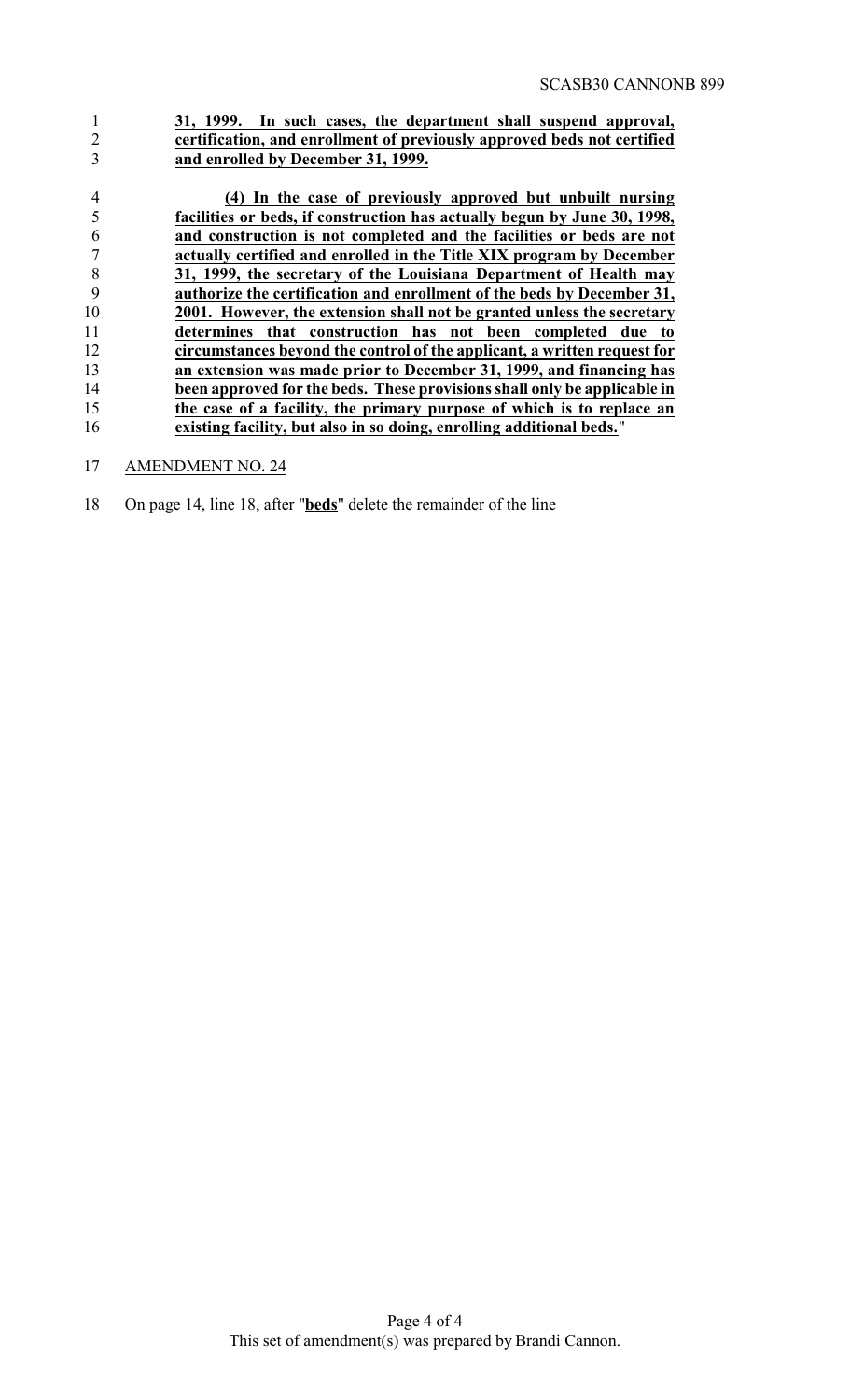**31, 1999. In such cases, the department shall suspend approval, certification, and enrollment of previously approved beds not certified and enrolled by December 31, 1999.**

**(4) In the case of previously approved but unbuilt nursing facilities or beds, if construction has actually begun by June 30, 1998, and construction is not completed and the facilities or beds are not actually certified and enrolled in the Title XIX program by December 31, 1999, the secretary of the Louisiana Department of Health may authorize the certification and enrollment of the beds by December 31, 2001. However, the extension shall not be granted unless the secretary determines that construction has not been completed due to circumstances beyond the control of the applicant, a written request for an extension was made prior to December 31, 1999, and financing has been approved for the beds. These provisions shall only be applicable in the case of a facility, the primary purpose of which is to replace an existing facility, but also in so doing, enrolling additional beds.**"

AMENDMENT NO. 24

On page 14, line 18, after "**beds**" delete the remainder of the line

This set of amendment(s) was prepared by Brandi Cannon.